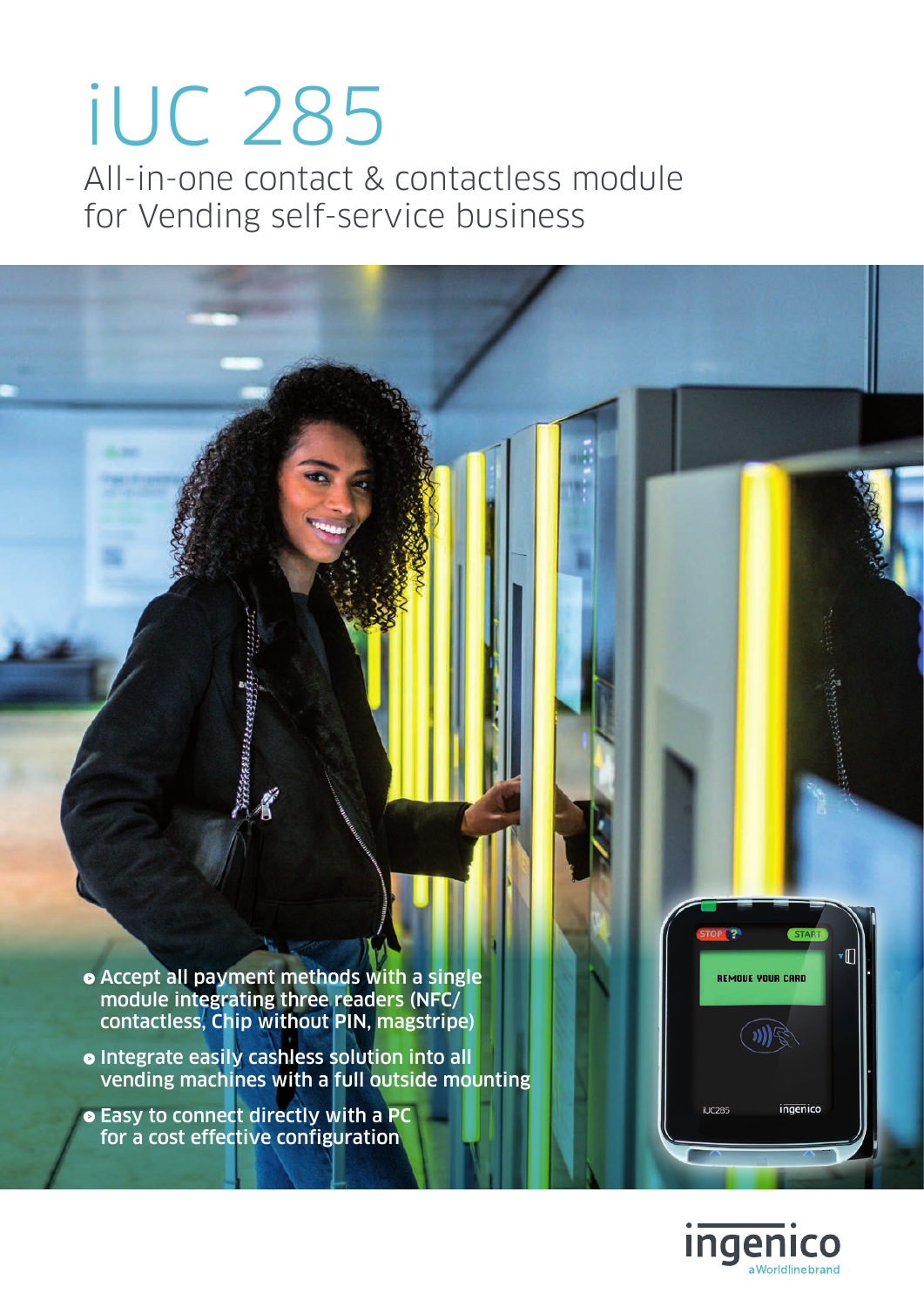# iUC 285

## All-in-one contact & contactless module for Vending self-service business

- Accept all payment methods with a single module integrating three readers (NFC/contactless, Chip without PIN, magstripe)
- Integrate easily cashless solution into all vending machines with a full outside mounting
- Easy to connect directly with a PC for a cost effective configuration

ingenico
a Worldline brand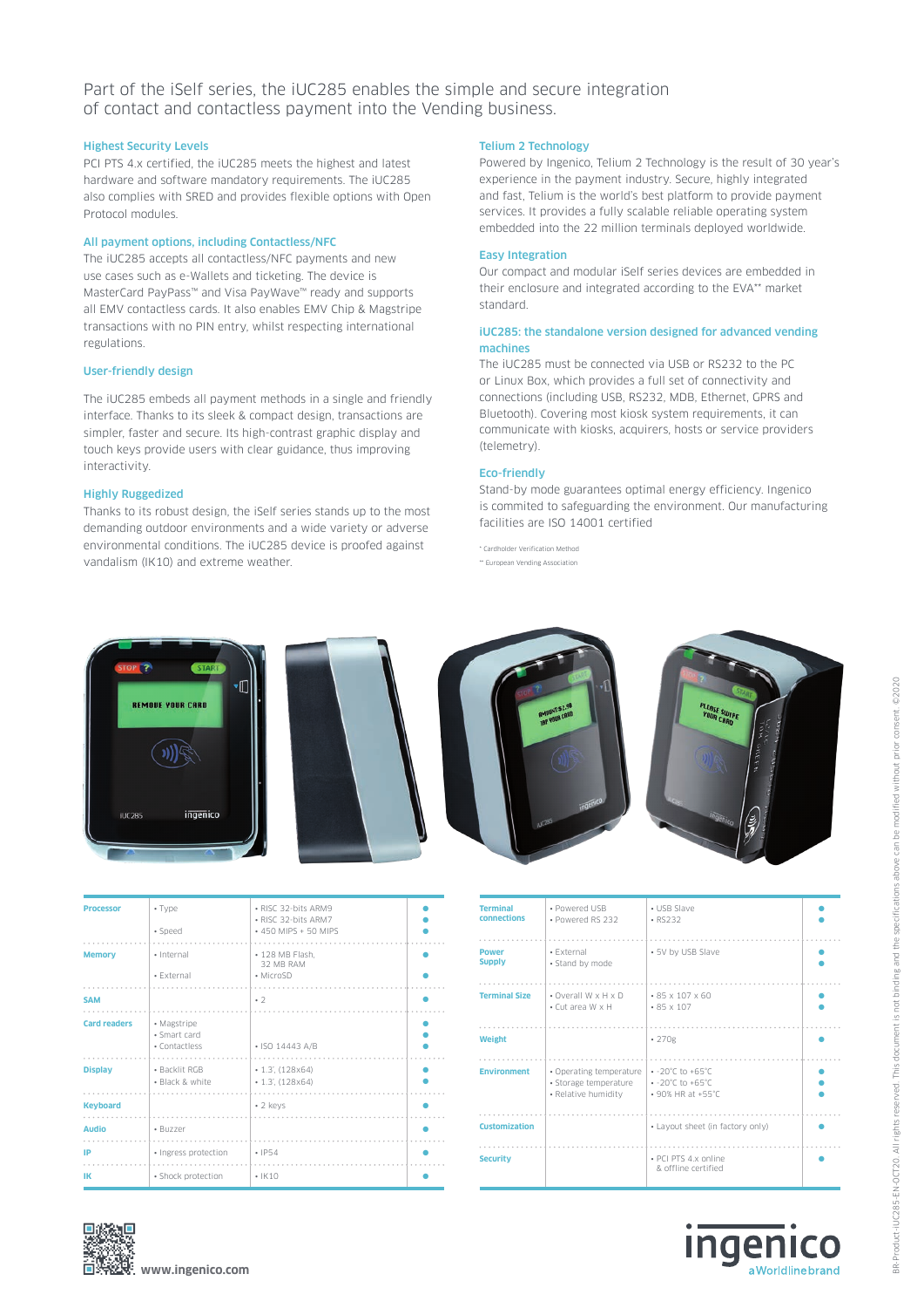Part of the iSelf series, the iUC285 enables the simple and secure integration of contact and contactless payment into the Vending business.

### Highest Security Levels

PCI PTS 4.x certified, the iUC285 meets the highest and latest hardware and software mandatory requirements. The iUC285 also complies with SRED and provides flexible options with Open Protocol modules.

### All payment options, including Contactless/NFC

The iUC285 accepts all contactless/NFC payments and new use cases such as e-Wallets and ticketing. The device is MasterCard PayPass™ and Visa PayWave™ ready and supports all EMV contactless cards. It also enables EMV Chip & Magstripe transactions with no PIN entry, whilst respecting international regulations.

### User-friendly design

The iUC285 embeds all payment methods in a single and friendly interface. Thanks to its sleek & compact design, transactions are simpler, faster and secure. Its high-contrast graphic display and touch keys provide users with clear guidance, thus improving interactivity.

### Highly Ruggedized

Thanks to its robust design, the iSelf series stands up to the most demanding outdoor environments and a wide variety or adverse environmental conditions. The iUC285 device is proofed against vandalism (IK10) and extreme weather.

### Telium 2 Technology

Powered by Ingenico, Telium 2 Technology is the result of 30 year's experience in the payment industry. Secure, highly integrated and fast, Telium is the world's best platform to provide payment services. It provides a fully scalable reliable operating system embedded into the 22 million terminals deployed worldwide.

### Easy Integration

Our compact and modular iSelf series devices are embedded in their enclosure and integrated according to the EVA** market standard.

### iUC285: the standalone version designed for advanced vending machines

The iUC285 must be connected via USB or RS232 to the PC or Linux Box, which provides a full set of connectivity and connections (including USB, RS232, MDB, Ethernet, GPRS and Bluetooth). Covering most kiosk system requirements, it can communicate with kiosks, acquirers, hosts or service providers (telemetry).

### Eco-friendly

Stand-by mode guarantees optimal energy efficiency. Ingenico is commited to safeguarding the environment. Our manufacturing facilities are ISO 14001 certified

* Cardholder Verification Method

** European Vending Association

| | | | |
|---|---|---|---|
| **Processor** | • Type | • RISC 32-bits ARM9<br>• RISC 32-bits ARM7 | •<br>• |
| | • Speed | • 450 MIPS + 50 MIPS | • |
| **Memory** | • Internal | • 128 MB Flash,<br>32 MB RAM | • |
| | • External | • MicroSD | • |
| **SAM** | | • 2 | • |
| **Card readers** | • Magstripe<br>• Smart card<br>• Contactless | • ISO 14443 A/B | •<br>•<br>• |
| **Display** | • Backlit RGB<br>• Black & white | • 1.3', (128x64)<br>• 1.3', (128x64) | •<br>• |
| **Keyboard** | | • 2 keys | • |
| **Audio** | • Buzzer | | • |
| **IP** | • Ingress protection | • IP54 | • |
| **IK** | • Shock protection | • IK10 | • |

| | | | |
|---|---|---|---|
| **Terminal connections** | • Powered USB<br>• Powered RS 232 | • USB Slave<br>• RS232 | •<br>• |
| **Power Supply** | • External<br>• Stand by mode | • 5V by USB Slave | •<br>• |
| **Terminal Size** | • Overall W x H x D<br>• Cut area W x H | • 85 x 107 x 60<br>• 85 x 107 | •<br>• |
| **Weight** | | • 270g | • |
| **Environment** | • Operating temperature<br>• Storage temperature<br>• Relative humidity | • -20°C to +65°C<br>• -20°C to +65°C<br>• 90% HR at +55°C | •<br>•<br>• |
| **Customization** | | • Layout sheet (in factory only) | • |
| **Security** | | • PCI PTS 4.x online<br>& offline certified | • |

www.ingenico.com

ingenico a Worldline brand

BR-Product-iUC285-EN-OCT20. All rights reserved. This document is not binding and the specifications above can be modified without prior consent. ©2020